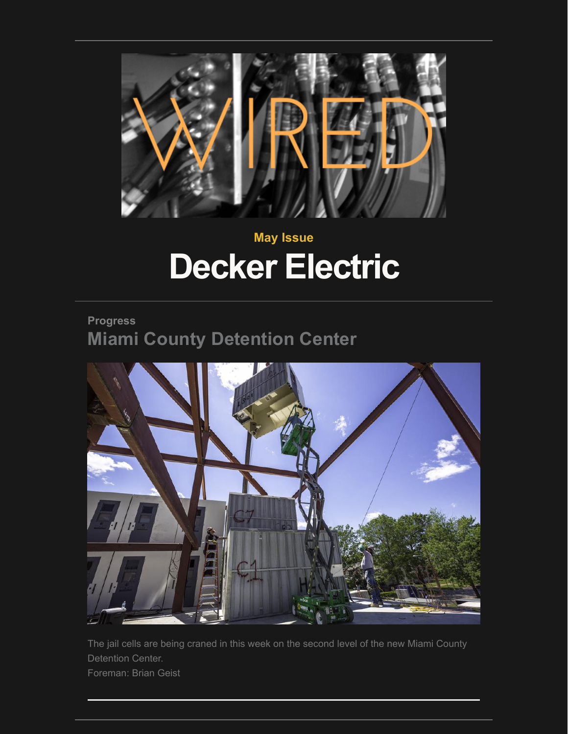# WIRED

May Issue

# Decker Electric

Progress

## Miami County Detention Center

The jail cells are being craned in this week on the second level of the new Miami County Detention Center.

Foreman: Brian Geist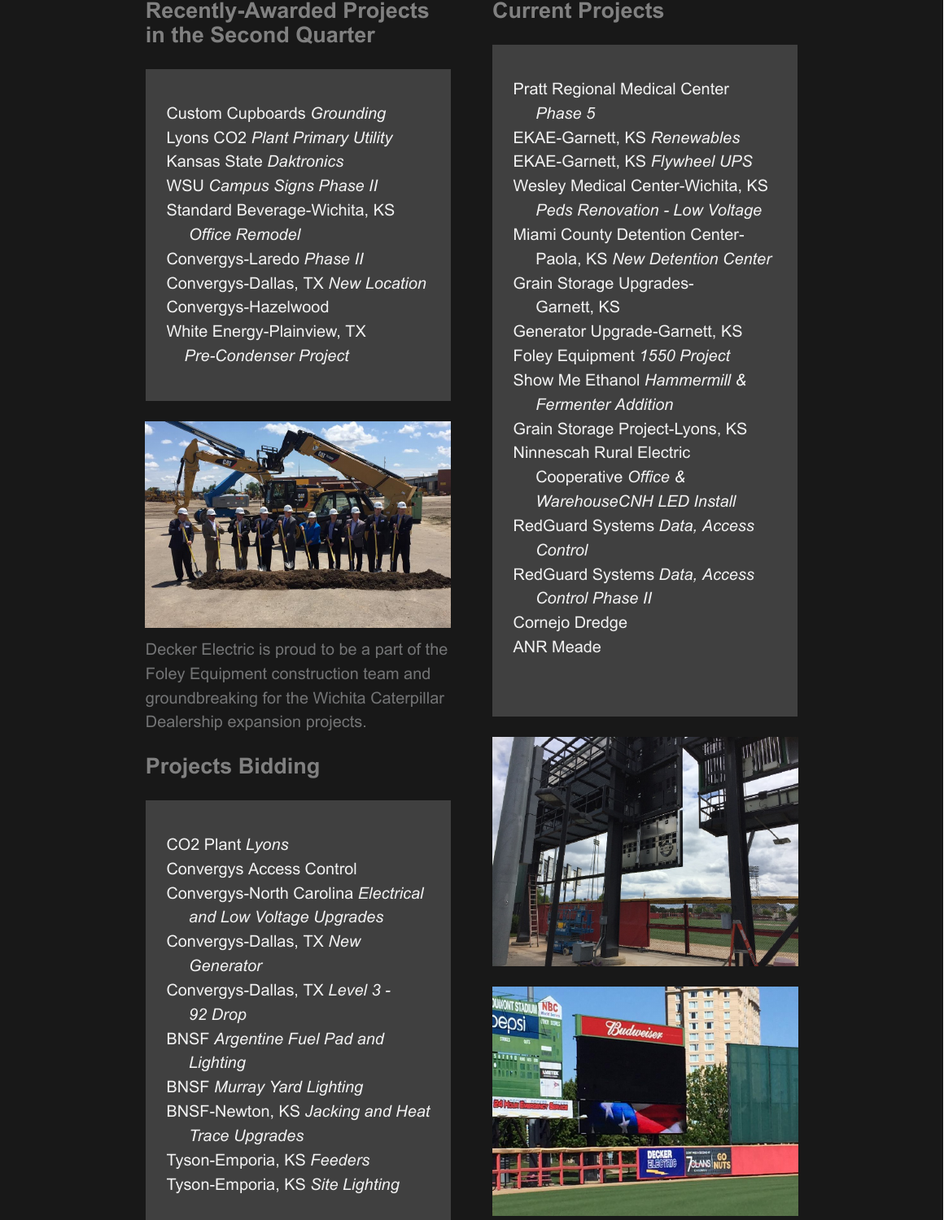## Recently-Awarded Projects in the Second Quarter

- Custom Cupboards *Grounding*
- Lyons CO2 *Plant Primary Utility*
- Kansas State *Daktronics*
- WSU *Campus Signs Phase II*
- Standard Beverage-Wichita, KS *Office Remodel*
- Convergys-Laredo *Phase II*
- Convergys-Dallas, TX *New Location*
- Convergys-Hazelwood
- White Energy-Plainview, TX *Pre-Condenser Project*

Decker Electric is proud to be a part of the Foley Equipment construction team and groundbreaking for the Wichita Caterpillar Dealership expansion projects.

## Projects Bidding

- CO2 Plant *Lyons*
- Convergys Access Control
- Convergys-North Carolina *Electrical and Low Voltage Upgrades*
- Convergys-Dallas, TX *New Generator*
- Convergys-Dallas, TX *Level 3 - 92 Drop*
- BNSF *Argentine Fuel Pad and Lighting*
- BNSF *Murray Yard Lighting*
- BNSF-Newton, KS *Jacking and Heat Trace Upgrades*
- Tyson-Emporia, KS *Feeders*
- Tyson-Emporia, KS *Site Lighting*

## Current Projects

- Pratt Regional Medical Center *Phase 5*
- EKAE-Garnett, KS *Renewables*
- EKAE-Garnett, KS *Flywheel UPS*
- Wesley Medical Center-Wichita, KS *Peds Renovation - Low Voltage*
- Miami County Detention Center-Paola, KS *New Detention Center*
- Grain Storage Upgrades-Garnett, KS
- Generator Upgrade-Garnett, KS
- Foley Equipment *1550 Project*
- Show Me Ethanol *Hammermill & Fermenter Addition*
- Grain Storage Project-Lyons, KS
- Ninnescah Rural Electric Cooperative *Office & WarehouseCNH LED Install*
- RedGuard Systems *Data, Access Control*
- RedGuard Systems *Data, Access Control Phase II*
- Cornejo Dredge
- ANR Meade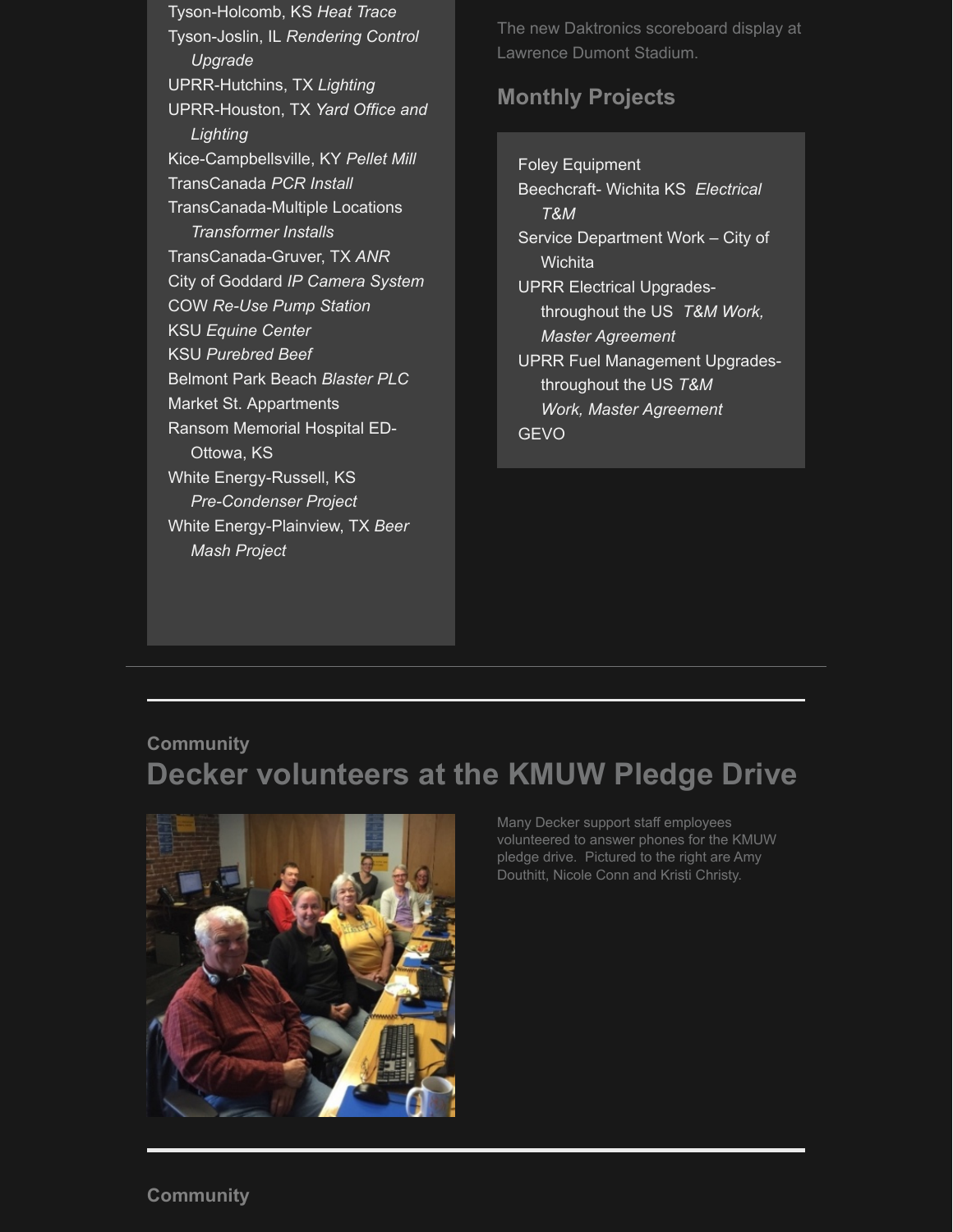Tyson-Holcomb, KS *Heat Trace*
Tyson-Joslin, IL *Rendering Control Upgrade*
UPRR-Hutchins, TX *Lighting*
UPRR-Houston, TX *Yard Office and Lighting*
Kice-Campbellsville, KY *Pellet Mill*
TransCanada *PCR Install*
TransCanada-Multiple Locations *Transformer Installs*
TransCanada-Gruver, TX *ANR*
City of Goddard *IP Camera System*
COW *Re-Use Pump Station*
KSU *Equine Center*
KSU *Purebred Beef*
Belmont Park Beach *Blaster PLC*
Market St. Appartments
Ransom Memorial Hospital ED-Ottowa, KS
White Energy-Russell, KS *Pre-Condenser Project*
White Energy-Plainview, TX *Beer Mash Project*

The new Daktronics scoreboard display at Lawrence Dumont Stadium.

## Monthly Projects

Foley Equipment
Beechcraft- Wichita KS *Electrical T&M*
Service Department Work – City of Wichita
UPRR Electrical Upgrades-throughout the US *T&M Work, Master Agreement*
UPRR Fuel Management Upgrades-throughout the US *T&M Work, Master Agreement*
GEVO

---

### Community

## Decker volunteers at the KMUW Pledge Drive

Many Decker support staff employees volunteered to answer phones for the KMUW pledge drive. Pictured to the right are Amy Douthitt, Nicole Conn and Kristi Christy.

---

### Community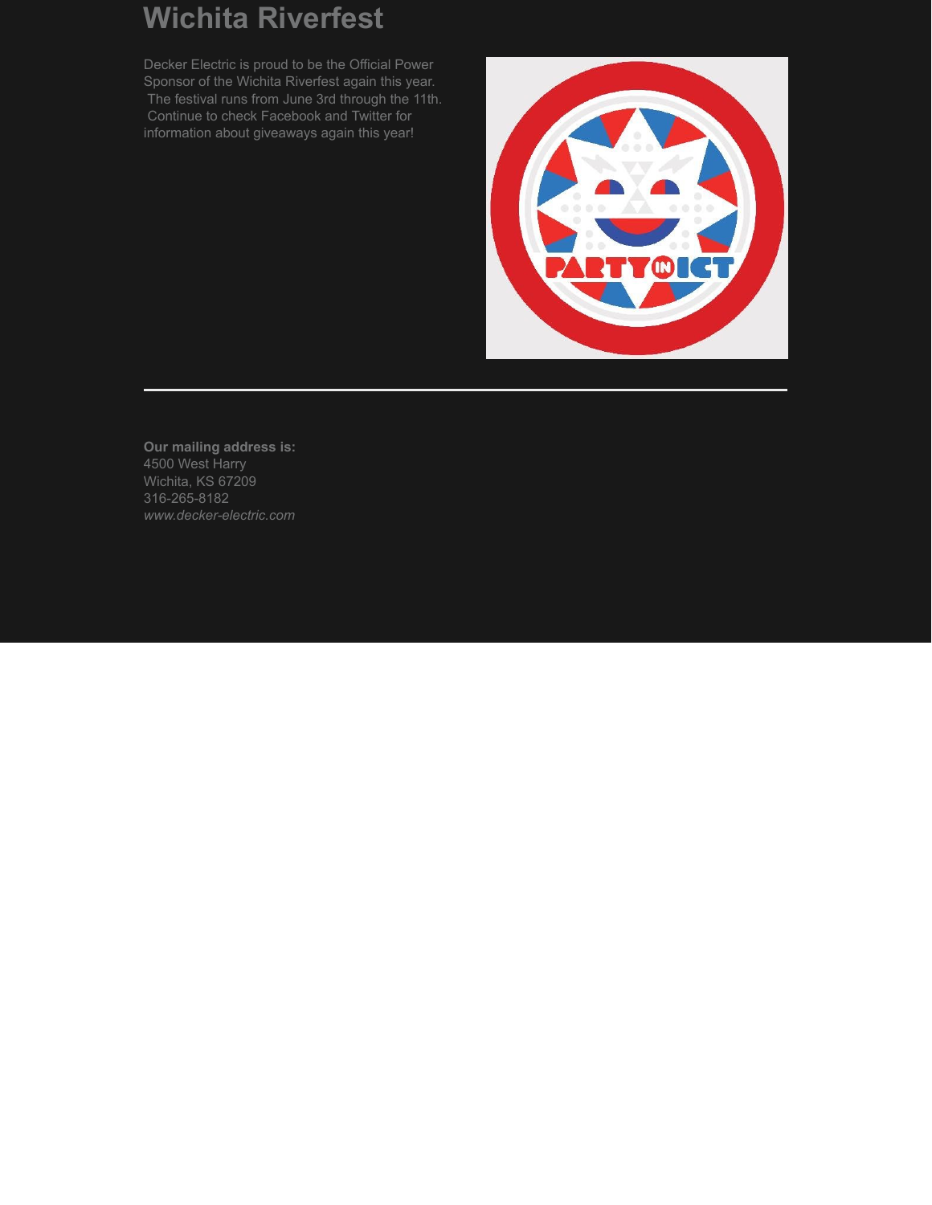# Wichita Riverfest

Decker Electric is proud to be the Official Power Sponsor of the Wichita Riverfest again this year. The festival runs from June 3rd through the 11th. Continue to check Facebook and Twitter for information about giveaways again this year!

---

**Our mailing address is:**
4500 West Harry
Wichita, KS 67209
316-265-8182
*www.decker-electric.com*